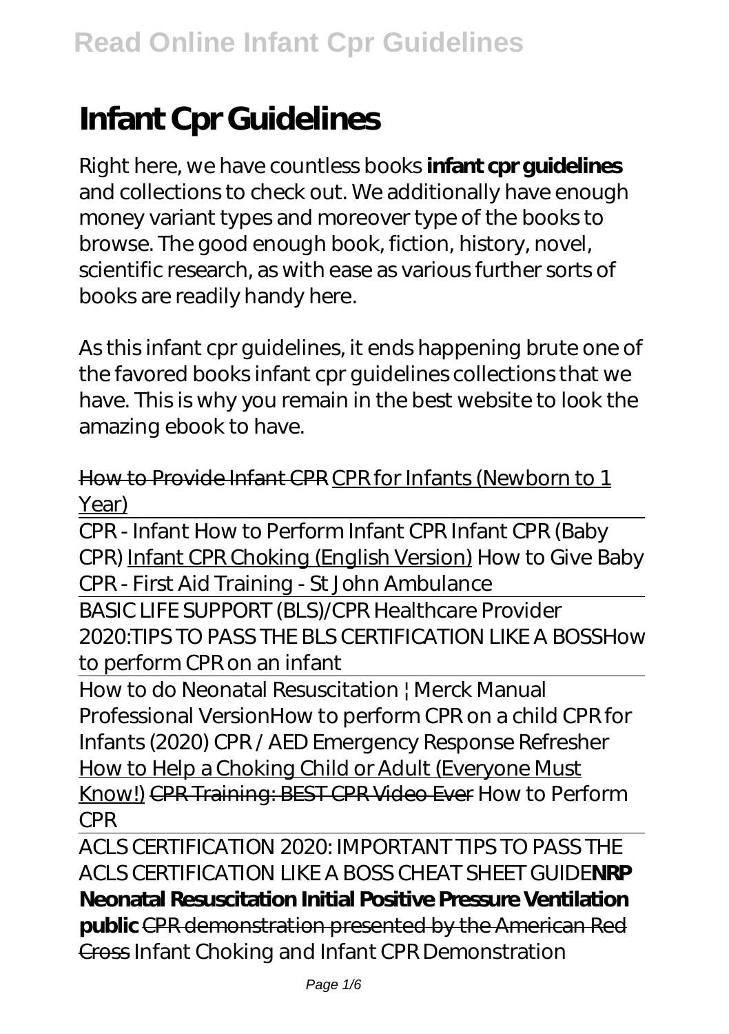# Infant Cpr Guidelines

Right here, we have countless books **infant cpr guidelines** and collections to check out. We additionally have enough money variant types and moreover type of the books to browse. The good enough book, fiction, history, novel, scientific research, as with ease as various further sorts of books are readily handy here.

As this infant cpr guidelines, it ends happening brute one of the favored books infant cpr guidelines collections that we have. This is why you remain in the best website to look the amazing ebook to have.

How to Provide Infant CPR CPR for Infants (Newborn to 1 Year)

CPR - Infant *How to Perform Infant CPR* *Infant CPR (Baby CPR)* Infant CPR Choking (English Version) *How to Give Baby CPR - First Aid Training - St John Ambulance*

BASIC LIFE SUPPORT (BLS)/CPR Healthcare Provider 2020:TIPS TO PASS THE BLS CERTIFICATION LIKE A BOSS*How to perform CPR on an infant*

How to do Neonatal Resuscitation | Merck Manual Professional Version*How to perform CPR on a child* *CPR for Infants (2020)* *CPR / AED Emergency Response Refresher* How to Help a Choking Child or Adult (Everyone Must Know!) CPR Training: BEST CPR Video Ever *How to Perform CPR*

ACLS CERTIFICATION 2020: IMPORTANT TIPS TO PASS THE ACLS CERTIFICATION LIKE A BOSS CHEAT SHEET GUIDE**NRP Neonatal Resuscitation Initial Positive Pressure Ventilation public** CPR demonstration presented by the American Red Cross *Infant Choking and Infant CPR Demonstration*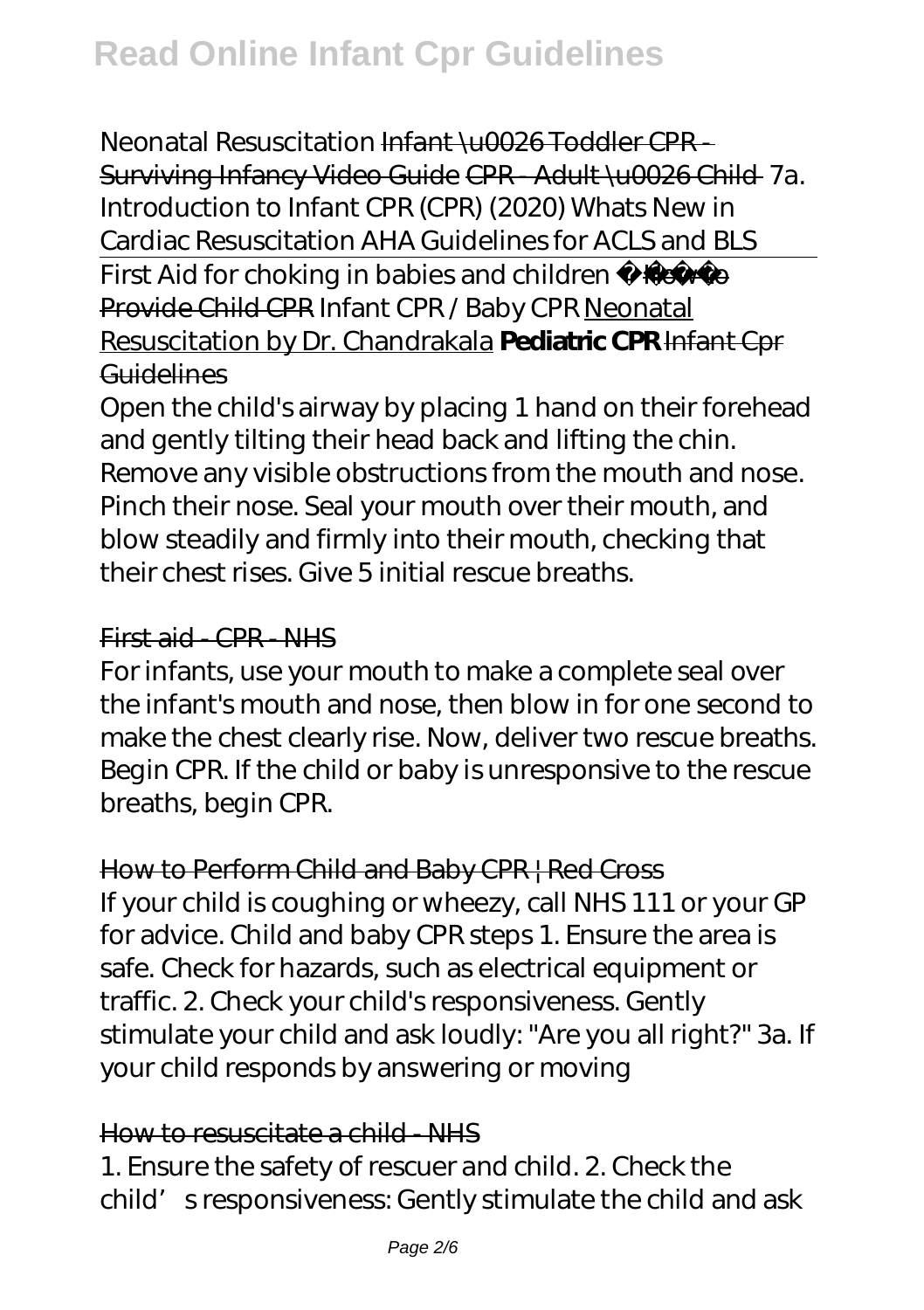*Neonatal Resuscitation* ~~Infant \u0026 Toddler CPR - Surviving Infancy Video Guide~~ ~~CPR - Adult \u0026 Child~~ *7a. Introduction to Infant CPR (CPR) (2020) Whats New in Cardiac Resuscitation AHA Guidelines for ACLS and BLS*

First Aid for choking in babies and children ~~How to Provide Child CPR~~ *Infant CPR / Baby CPR* Neonatal Resuscitation by Dr. Chandrakala **Pediatric CPR** ~~Infant Cpr Guidelines~~

Open the child's airway by placing 1 hand on their forehead and gently tilting their head back and lifting the chin. Remove any visible obstructions from the mouth and nose. Pinch their nose. Seal your mouth over their mouth, and blow steadily and firmly into their mouth, checking that their chest rises. Give 5 initial rescue breaths.

~~First aid - CPR - NHS~~

For infants, use your mouth to make a complete seal over the infant's mouth and nose, then blow in for one second to make the chest clearly rise. Now, deliver two rescue breaths. Begin CPR. If the child or baby is unresponsive to the rescue breaths, begin CPR.

~~How to Perform Child and Baby CPR | Red Cross~~

If your child is coughing or wheezy, call NHS 111 or your GP for advice. Child and baby CPR steps 1. Ensure the area is safe. Check for hazards, such as electrical equipment or traffic. 2. Check your child's responsiveness. Gently stimulate your child and ask loudly: "Are you all right?" 3a. If your child responds by answering or moving

~~How to resuscitate a child - NHS~~

1. Ensure the safety of rescuer and child. 2. Check the child's responsiveness: Gently stimulate the child and ask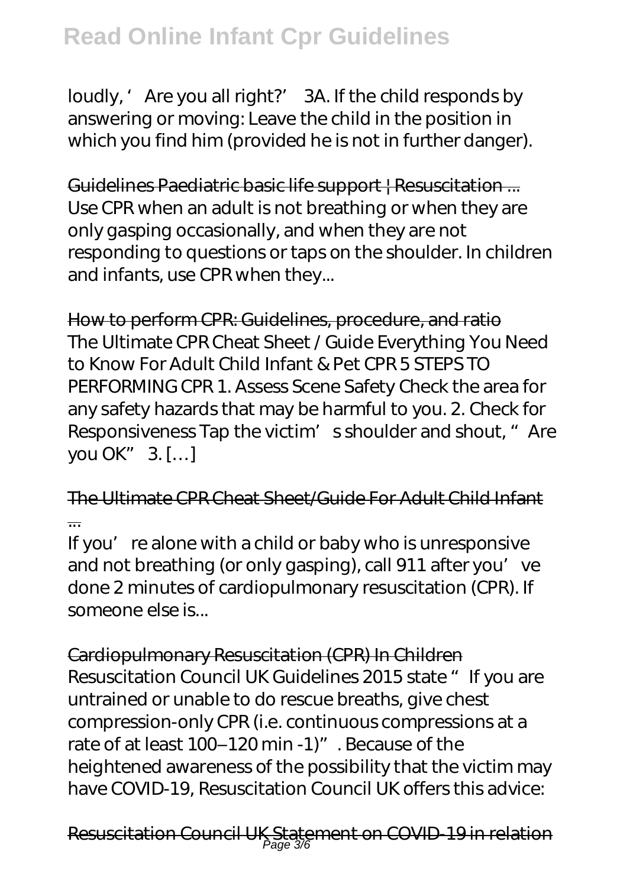loudly, ' Are you all right?' 3A. If the child responds by answering or moving: Leave the child in the position in which you find him (provided he is not in further danger).

Guidelines Paediatric basic life support | Resuscitation ...
Use CPR when an adult is not breathing or when they are only gasping occasionally, and when they are not responding to questions or taps on the shoulder. In children and infants, use CPR when they...

How to perform CPR: Guidelines, procedure, and ratio
The Ultimate CPR Cheat Sheet / Guide Everything You Need to Know For Adult Child Infant & Pet CPR 5 STEPS TO PERFORMING CPR 1. Assess Scene Safety Check the area for any safety hazards that may be harmful to you. 2. Check for Responsiveness Tap the victim' s shoulder and shout, " Are you OK" 3. […]

The Ultimate CPR Cheat Sheet/Guide For Adult Child Infant ...
If you' re alone with a child or baby who is unresponsive and not breathing (or only gasping), call 911 after you' ve done 2 minutes of cardiopulmonary resuscitation (CPR). If someone else is...

Cardiopulmonary Resuscitation (CPR) In Children
Resuscitation Council UK Guidelines 2015 state " If you are untrained or unable to do rescue breaths, give chest compression-only CPR (i.e. continuous compressions at a rate of at least 100–120 min -1)" . Because of the heightened awareness of the possibility that the victim may have COVID-19, Resuscitation Council UK offers this advice:

Resuscitation Council UK Statement on COVID-19 in relation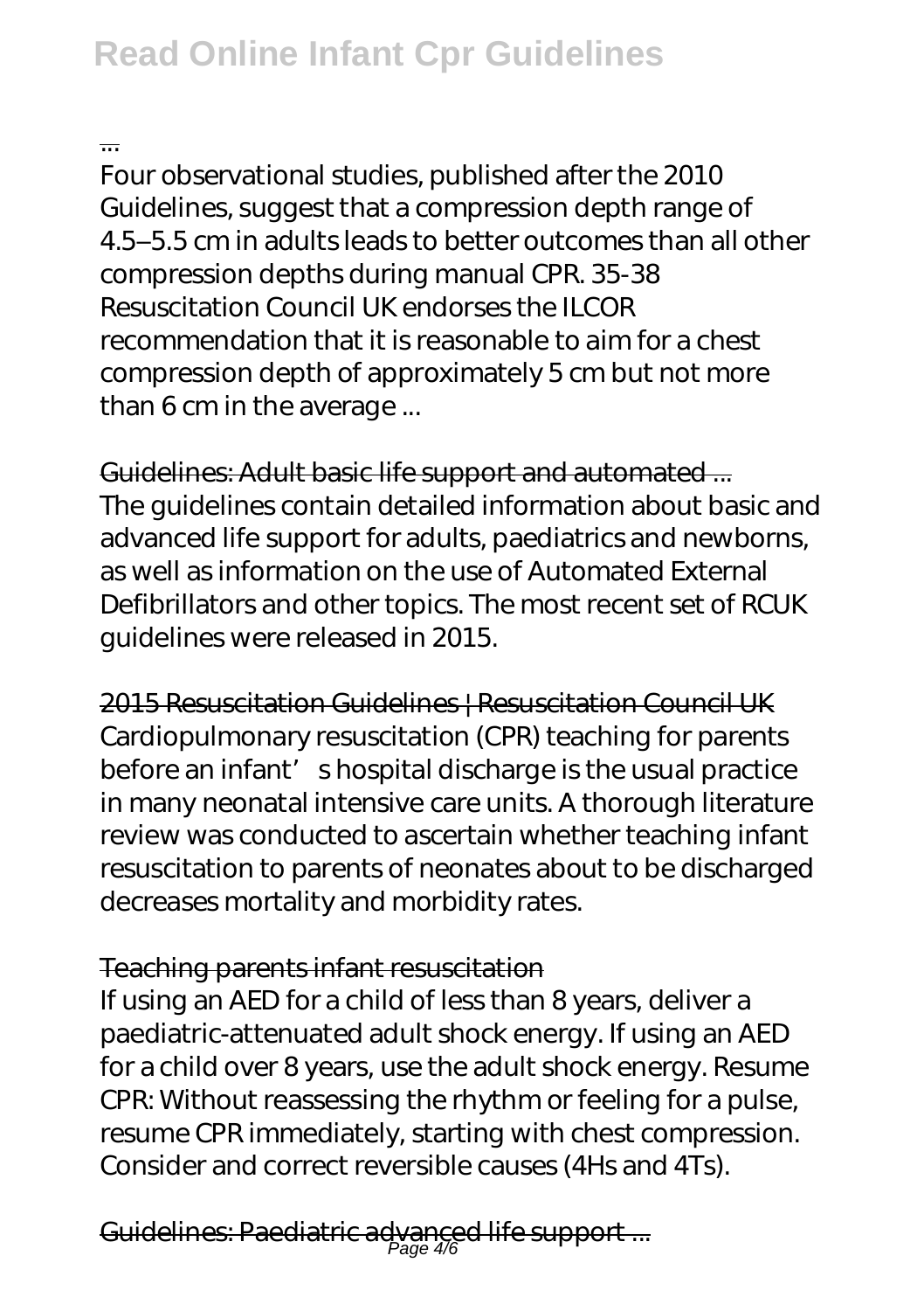...

Four observational studies, published after the 2010 Guidelines, suggest that a compression depth range of 4.5–5.5 cm in adults leads to better outcomes than all other compression depths during manual CPR. 35-38 Resuscitation Council UK endorses the ILCOR recommendation that it is reasonable to aim for a chest compression depth of approximately 5 cm but not more than 6 cm in the average ...

## Guidelines: Adult basic life support and automated ...

The guidelines contain detailed information about basic and advanced life support for adults, paediatrics and newborns, as well as information on the use of Automated External Defibrillators and other topics. The most recent set of RCUK guidelines were released in 2015.

## 2015 Resuscitation Guidelines | Resuscitation Council UK

Cardiopulmonary resuscitation (CPR) teaching for parents before an infant's hospital discharge is the usual practice in many neonatal intensive care units. A thorough literature review was conducted to ascertain whether teaching infant resuscitation to parents of neonates about to be discharged decreases mortality and morbidity rates.

## Teaching parents infant resuscitation

If using an AED for a child of less than 8 years, deliver a paediatric-attenuated adult shock energy. If using an AED for a child over 8 years, use the adult shock energy. Resume CPR: Without reassessing the rhythm or feeling for a pulse, resume CPR immediately, starting with chest compression. Consider and correct reversible causes (4Hs and 4Ts).

## Guidelines: Paediatric advanced life support ...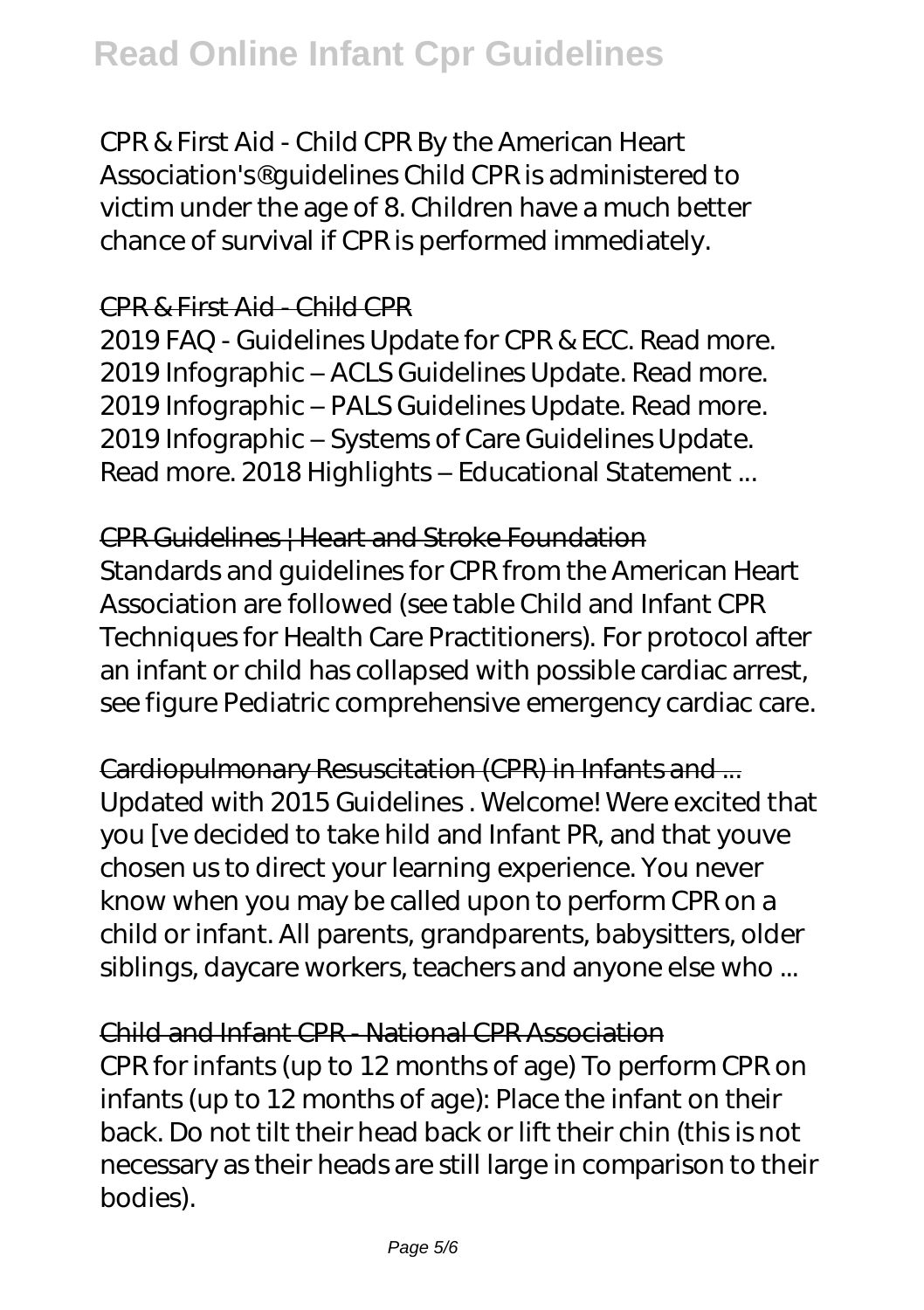CPR & First Aid - Child CPR By the American Heart Association's® guidelines Child CPR is administered to victim under the age of 8. Children have a much better chance of survival if CPR is performed immediately.

## CPR & First Aid - Child CPR

2019 FAQ - Guidelines Update for CPR & ECC. Read more. 2019 Infographic – ACLS Guidelines Update. Read more. 2019 Infographic – PALS Guidelines Update. Read more. 2019 Infographic – Systems of Care Guidelines Update. Read more. 2018 Highlights – Educational Statement ...

## CPR Guidelines | Heart and Stroke Foundation

Standards and guidelines for CPR from the American Heart Association are followed (see table Child and Infant CPR Techniques for Health Care Practitioners). For protocol after an infant or child has collapsed with possible cardiac arrest, see figure Pediatric comprehensive emergency cardiac care.

## Cardiopulmonary Resuscitation (CPR) in Infants and ...

Updated with 2015 Guidelines . Welcome! Were excited that you [ve decided to take hild and Infant PR, and that youve chosen us to direct your learning experience. You never know when you may be called upon to perform CPR on a child or infant. All parents, grandparents, babysitters, older siblings, daycare workers, teachers and anyone else who ...

## Child and Infant CPR - National CPR Association

CPR for infants (up to 12 months of age) To perform CPR on infants (up to 12 months of age): Place the infant on their back. Do not tilt their head back or lift their chin (this is not necessary as their heads are still large in comparison to their bodies).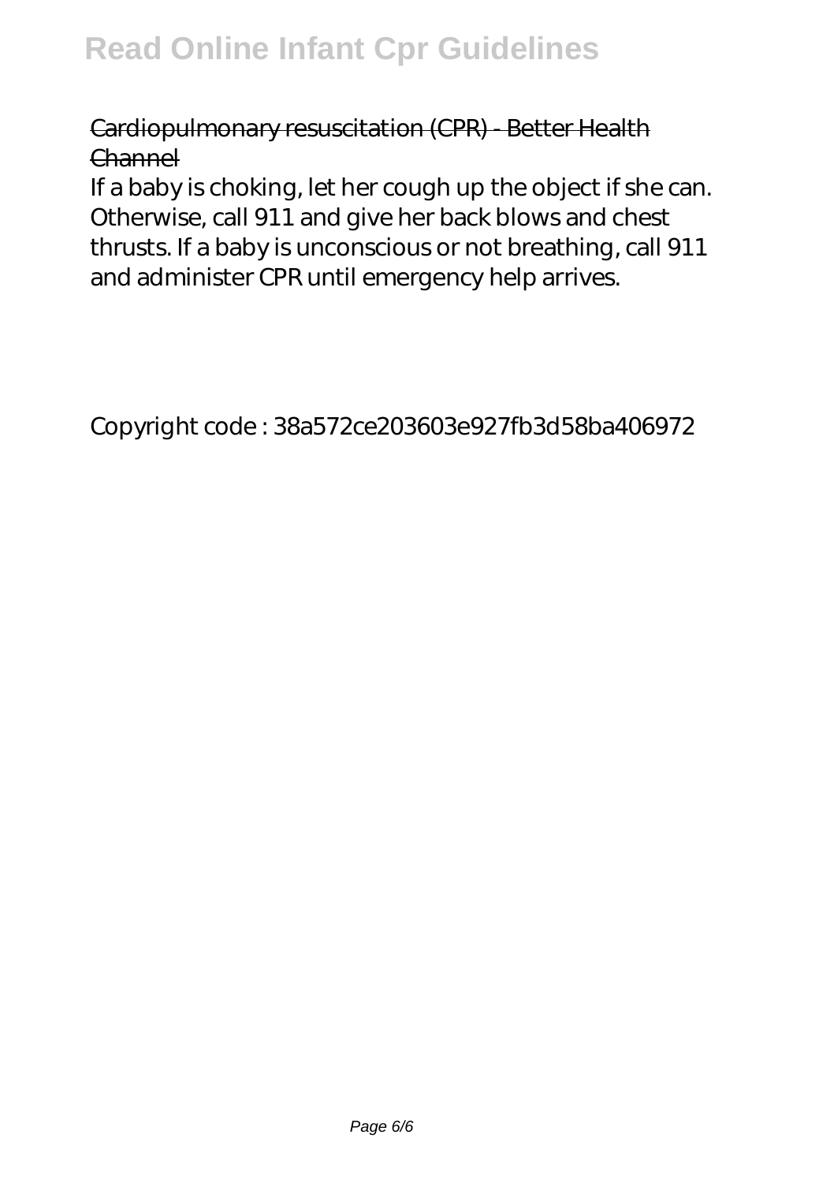Cardiopulmonary resuscitation (CPR) - Better Health Channel

If a baby is choking, let her cough up the object if she can. Otherwise, call 911 and give her back blows and chest thrusts. If a baby is unconscious or not breathing, call 911 and administer CPR until emergency help arrives.

Copyright code : 38a572ce203603e927fb3d58ba406972